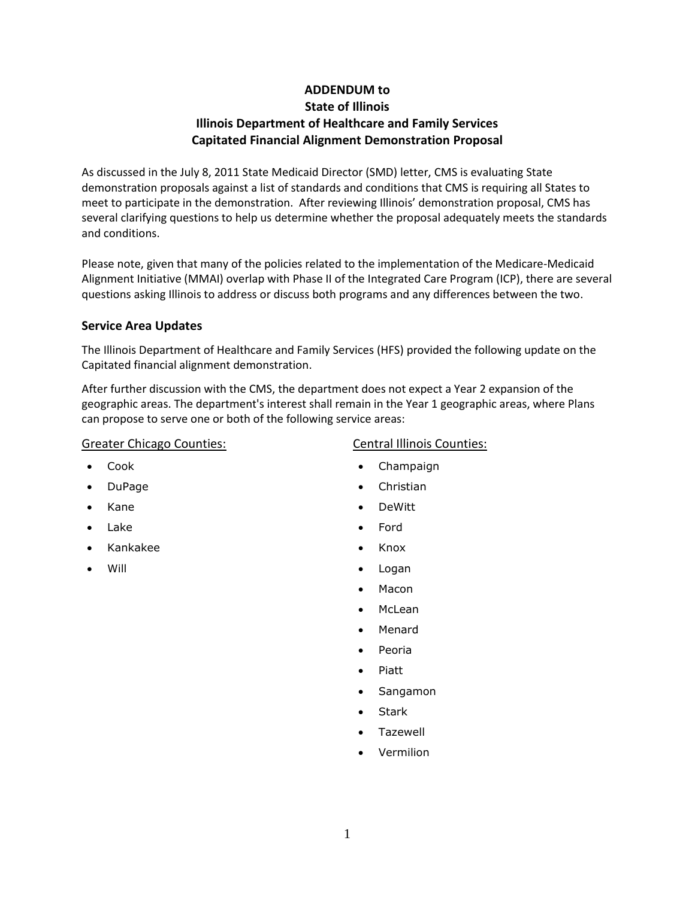# ADDENDUM to State of Illinois Illinois Department of Healthcare and Family Services Capitated Financial Alignment Demonstration Proposal

As discussed in the July 8, 2011 State Medicaid Director (SMD) letter, CMS is evaluating State demonstration proposals against a list of standards and conditions that CMS is requiring all States to meet to participate in the demonstration. After reviewing Illinois' demonstration proposal, CMS has several clarifying questions to help us determine whether the proposal adequately meets the standards and conditions.

Please note, given that many of the policies related to the implementation of the Medicare-Medicaid Alignment Initiative (MMAI) overlap with Phase II of the Integrated Care Program (ICP), there are several questions asking Illinois to address or discuss both programs and any differences between the two.

## Service Area Updates

The Illinois Department of Healthcare and Family Services (HFS) provided the following update on the Capitated financial alignment demonstration.

After further discussion with the CMS, the department does not expect a Year 2 expansion of the geographic areas. The department's interest shall remain in the Year 1 geographic areas, where Plans can propose to serve one or both of the following service areas:

Greater Chicago Counties:

- Cook
- DuPage
- Kane
- Lake
- Kankakee
- Will

Central Illinois Counties:

- Champaign
- Christian
- DeWitt
- Ford
- Knox
- Logan
- Macon
- McLean
- Menard
- Peoria
- Piatt
- Sangamon
- Stark
- Tazewell
- Vermilion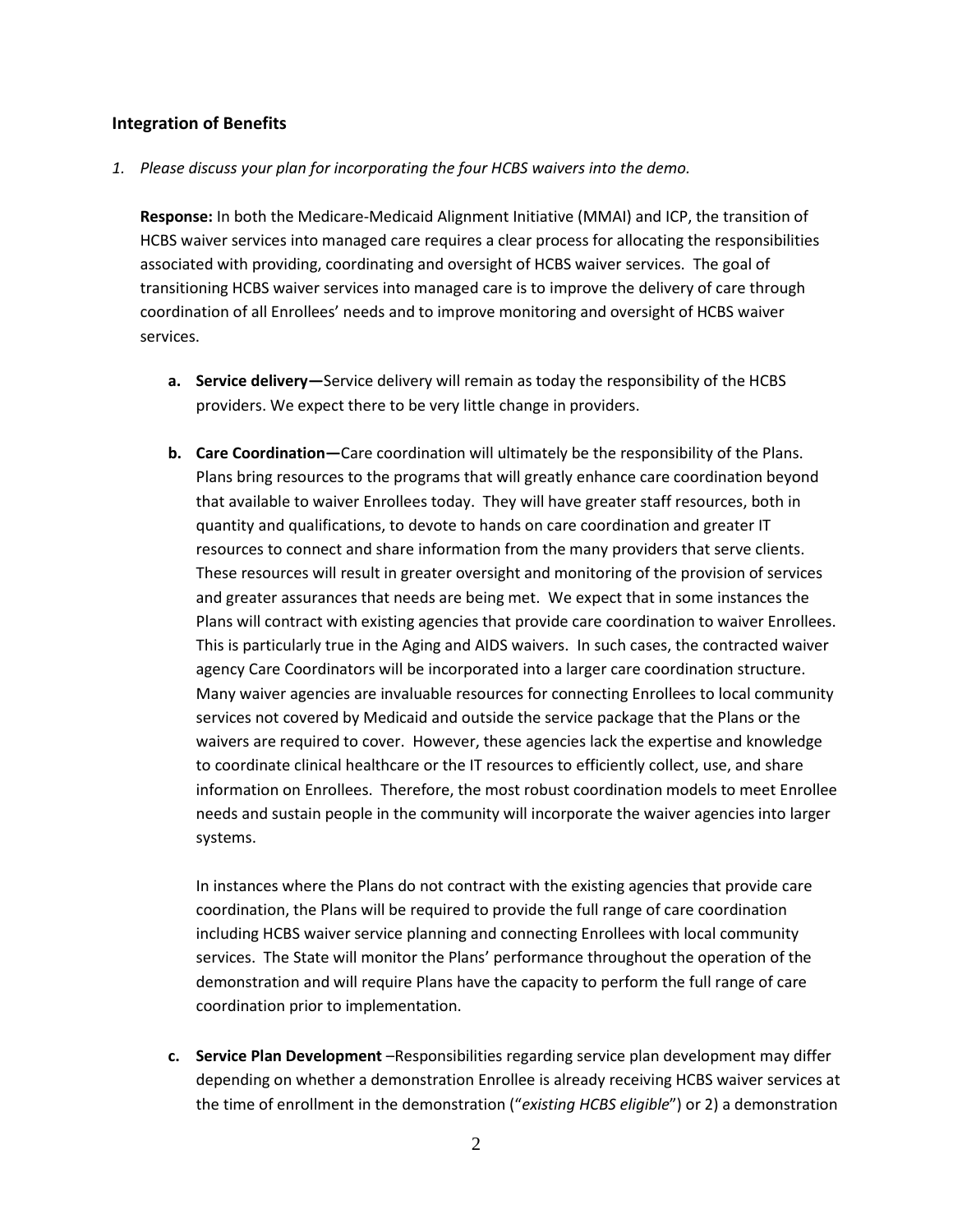## Integration of Benefits

1. *Please discuss your plan for incorporating the four HCBS waivers into the demo.*

   **Response:** In both the Medicare-Medicaid Alignment Initiative (MMAI) and ICP, the transition of HCBS waiver services into managed care requires a clear process for allocating the responsibilities associated with providing, coordinating and oversight of HCBS waiver services. The goal of transitioning HCBS waiver services into managed care is to improve the delivery of care through coordination of all Enrollees' needs and to improve monitoring and oversight of HCBS waiver services.

   a. **Service delivery—**Service delivery will remain as today the responsibility of the HCBS providers. We expect there to be very little change in providers.

   b. **Care Coordination—**Care coordination will ultimately be the responsibility of the Plans. Plans bring resources to the programs that will greatly enhance care coordination beyond that available to waiver Enrollees today. They will have greater staff resources, both in quantity and qualifications, to devote to hands on care coordination and greater IT resources to connect and share information from the many providers that serve clients. These resources will result in greater oversight and monitoring of the provision of services and greater assurances that needs are being met. We expect that in some instances the Plans will contract with existing agencies that provide care coordination to waiver Enrollees. This is particularly true in the Aging and AIDS waivers. In such cases, the contracted waiver agency Care Coordinators will be incorporated into a larger care coordination structure. Many waiver agencies are invaluable resources for connecting Enrollees to local community services not covered by Medicaid and outside the service package that the Plans or the waivers are required to cover. However, these agencies lack the expertise and knowledge to coordinate clinical healthcare or the IT resources to efficiently collect, use, and share information on Enrollees. Therefore, the most robust coordination models to meet Enrollee needs and sustain people in the community will incorporate the waiver agencies into larger systems.

      In instances where the Plans do not contract with the existing agencies that provide care coordination, the Plans will be required to provide the full range of care coordination including HCBS waiver service planning and connecting Enrollees with local community services. The State will monitor the Plans' performance throughout the operation of the demonstration and will require Plans have the capacity to perform the full range of care coordination prior to implementation.

   c. **Service Plan Development** –Responsibilities regarding service plan development may differ depending on whether a demonstration Enrollee is already receiving HCBS waiver services at the time of enrollment in the demonstration ("*existing HCBS eligible*") or 2) a demonstration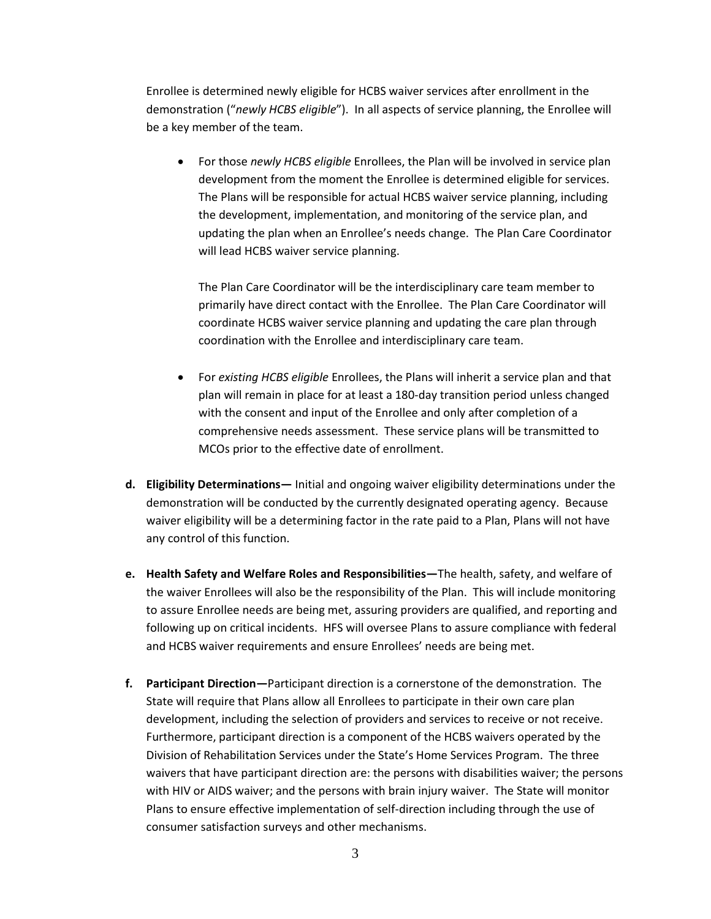Enrollee is determined newly eligible for HCBS waiver services after enrollment in the demonstration ("*newly HCBS eligible*"). In all aspects of service planning, the Enrollee will be a key member of the team.

- For those *newly HCBS eligible* Enrollees, the Plan will be involved in service plan development from the moment the Enrollee is determined eligible for services. The Plans will be responsible for actual HCBS waiver service planning, including the development, implementation, and monitoring of the service plan, and updating the plan when an Enrollee's needs change. The Plan Care Coordinator will lead HCBS waiver service planning.

  The Plan Care Coordinator will be the interdisciplinary care team member to primarily have direct contact with the Enrollee. The Plan Care Coordinator will coordinate HCBS waiver service planning and updating the care plan through coordination with the Enrollee and interdisciplinary care team.

- For *existing HCBS eligible* Enrollees, the Plans will inherit a service plan and that plan will remain in place for at least a 180-day transition period unless changed with the consent and input of the Enrollee and only after completion of a comprehensive needs assessment. These service plans will be transmitted to MCOs prior to the effective date of enrollment.

**d. Eligibility Determinations—** Initial and ongoing waiver eligibility determinations under the demonstration will be conducted by the currently designated operating agency. Because waiver eligibility will be a determining factor in the rate paid to a Plan, Plans will not have any control of this function.

**e. Health Safety and Welfare Roles and Responsibilities—**The health, safety, and welfare of the waiver Enrollees will also be the responsibility of the Plan. This will include monitoring to assure Enrollee needs are being met, assuring providers are qualified, and reporting and following up on critical incidents. HFS will oversee Plans to assure compliance with federal and HCBS waiver requirements and ensure Enrollees' needs are being met.

**f. Participant Direction—**Participant direction is a cornerstone of the demonstration. The State will require that Plans allow all Enrollees to participate in their own care plan development, including the selection of providers and services to receive or not receive. Furthermore, participant direction is a component of the HCBS waivers operated by the Division of Rehabilitation Services under the State's Home Services Program. The three waivers that have participant direction are: the persons with disabilities waiver; the persons with HIV or AIDS waiver; and the persons with brain injury waiver. The State will monitor Plans to ensure effective implementation of self-direction including through the use of consumer satisfaction surveys and other mechanisms.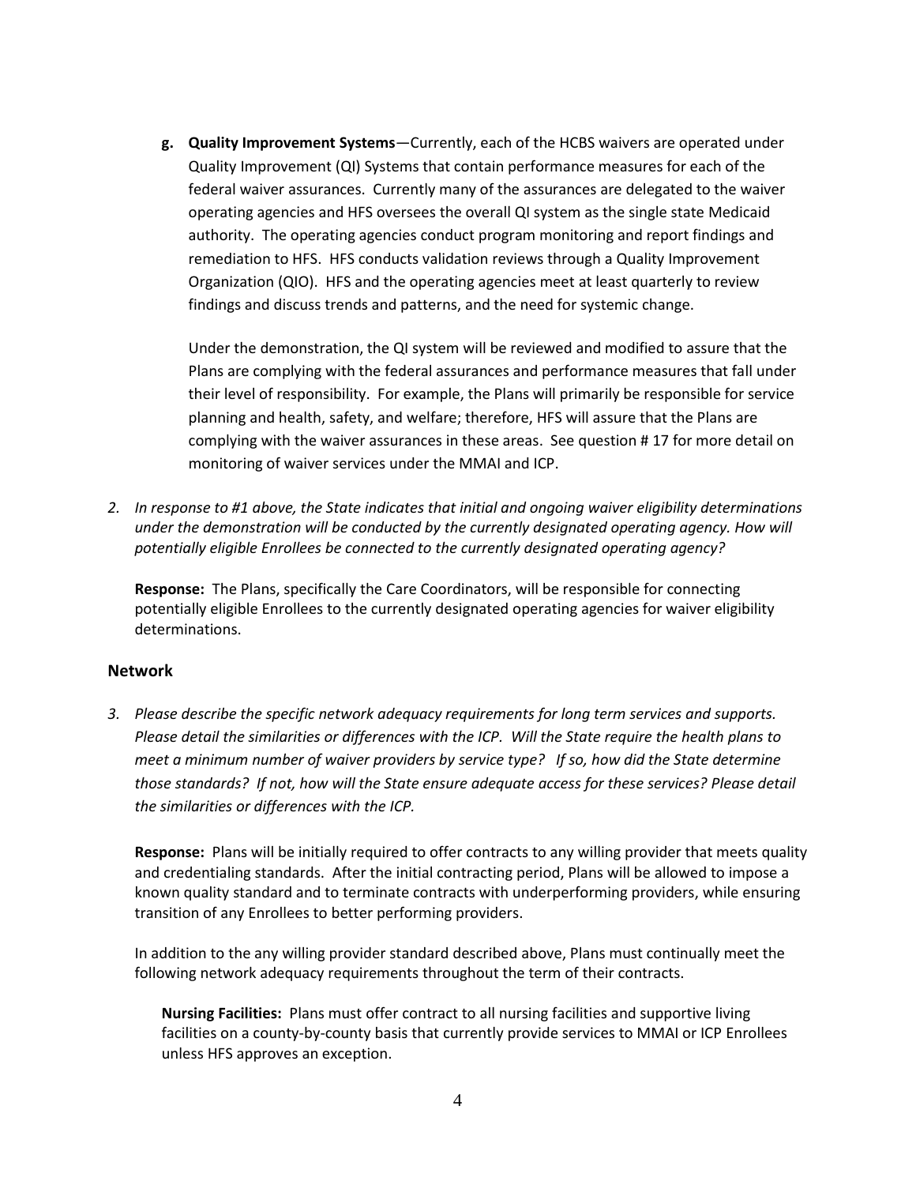g. **Quality Improvement Systems**—Currently, each of the HCBS waivers are operated under Quality Improvement (QI) Systems that contain performance measures for each of the federal waiver assurances. Currently many of the assurances are delegated to the waiver operating agencies and HFS oversees the overall QI system as the single state Medicaid authority. The operating agencies conduct program monitoring and report findings and remediation to HFS. HFS conducts validation reviews through a Quality Improvement Organization (QIO). HFS and the operating agencies meet at least quarterly to review findings and discuss trends and patterns, and the need for systemic change.

   Under the demonstration, the QI system will be reviewed and modified to assure that the Plans are complying with the federal assurances and performance measures that fall under their level of responsibility. For example, the Plans will primarily be responsible for service planning and health, safety, and welfare; therefore, HFS will assure that the Plans are complying with the waiver assurances in these areas. See question # 17 for more detail on monitoring of waiver services under the MMAI and ICP.

2. *In response to #1 above, the State indicates that initial and ongoing waiver eligibility determinations under the demonstration will be conducted by the currently designated operating agency. How will potentially eligible Enrollees be connected to the currently designated operating agency?*

   **Response:** The Plans, specifically the Care Coordinators, will be responsible for connecting potentially eligible Enrollees to the currently designated operating agencies for waiver eligibility determinations.

## Network

3. *Please describe the specific network adequacy requirements for long term services and supports. Please detail the similarities or differences with the ICP. Will the State require the health plans to meet a minimum number of waiver providers by service type? If so, how did the State determine those standards? If not, how will the State ensure adequate access for these services? Please detail the similarities or differences with the ICP.*

   **Response:** Plans will be initially required to offer contracts to any willing provider that meets quality and credentialing standards. After the initial contracting period, Plans will be allowed to impose a known quality standard and to terminate contracts with underperforming providers, while ensuring transition of any Enrollees to better performing providers.

   In addition to the any willing provider standard described above, Plans must continually meet the following network adequacy requirements throughout the term of their contracts.

   **Nursing Facilities:** Plans must offer contract to all nursing facilities and supportive living facilities on a county-by-county basis that currently provide services to MMAI or ICP Enrollees unless HFS approves an exception.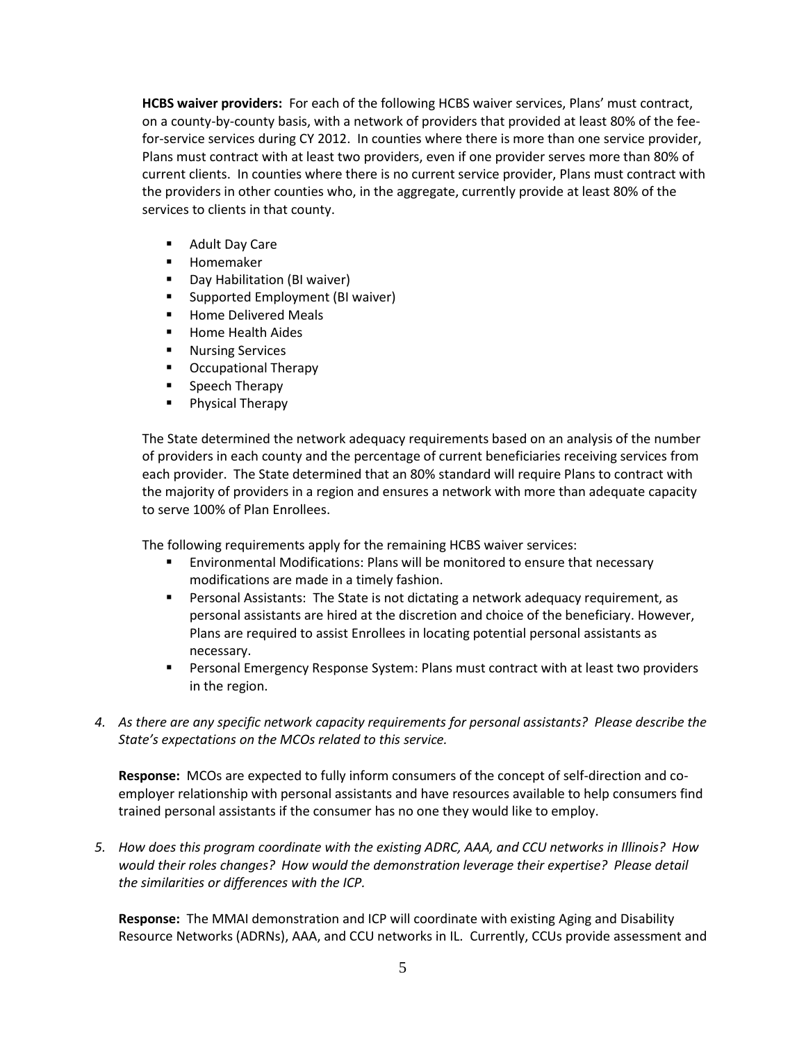**HCBS waiver providers:** For each of the following HCBS waiver services, Plans' must contract, on a county-by-county basis, with a network of providers that provided at least 80% of the fee-for-service services during CY 2012. In counties where there is more than one service provider, Plans must contract with at least two providers, even if one provider serves more than 80% of current clients. In counties where there is no current service provider, Plans must contract with the providers in other counties who, in the aggregate, currently provide at least 80% of the services to clients in that county.

- Adult Day Care
- Homemaker
- Day Habilitation (BI waiver)
- Supported Employment (BI waiver)
- Home Delivered Meals
- Home Health Aides
- Nursing Services
- Occupational Therapy
- Speech Therapy
- Physical Therapy

The State determined the network adequacy requirements based on an analysis of the number of providers in each county and the percentage of current beneficiaries receiving services from each provider. The State determined that an 80% standard will require Plans to contract with the majority of providers in a region and ensures a network with more than adequate capacity to serve 100% of Plan Enrollees.

The following requirements apply for the remaining HCBS waiver services:

- Environmental Modifications: Plans will be monitored to ensure that necessary modifications are made in a timely fashion.
- Personal Assistants: The State is not dictating a network adequacy requirement, as personal assistants are hired at the discretion and choice of the beneficiary. However, Plans are required to assist Enrollees in locating potential personal assistants as necessary.
- Personal Emergency Response System: Plans must contract with at least two providers in the region.

4. *As there are any specific network capacity requirements for personal assistants? Please describe the State's expectations on the MCOs related to this service.*

   **Response:** MCOs are expected to fully inform consumers of the concept of self-direction and co-employer relationship with personal assistants and have resources available to help consumers find trained personal assistants if the consumer has no one they would like to employ.

5. *How does this program coordinate with the existing ADRC, AAA, and CCU networks in Illinois? How would their roles changes? How would the demonstration leverage their expertise? Please detail the similarities or differences with the ICP.*

   **Response:** The MMAI demonstration and ICP will coordinate with existing Aging and Disability Resource Networks (ADRNs), AAA, and CCU networks in IL. Currently, CCUs provide assessment and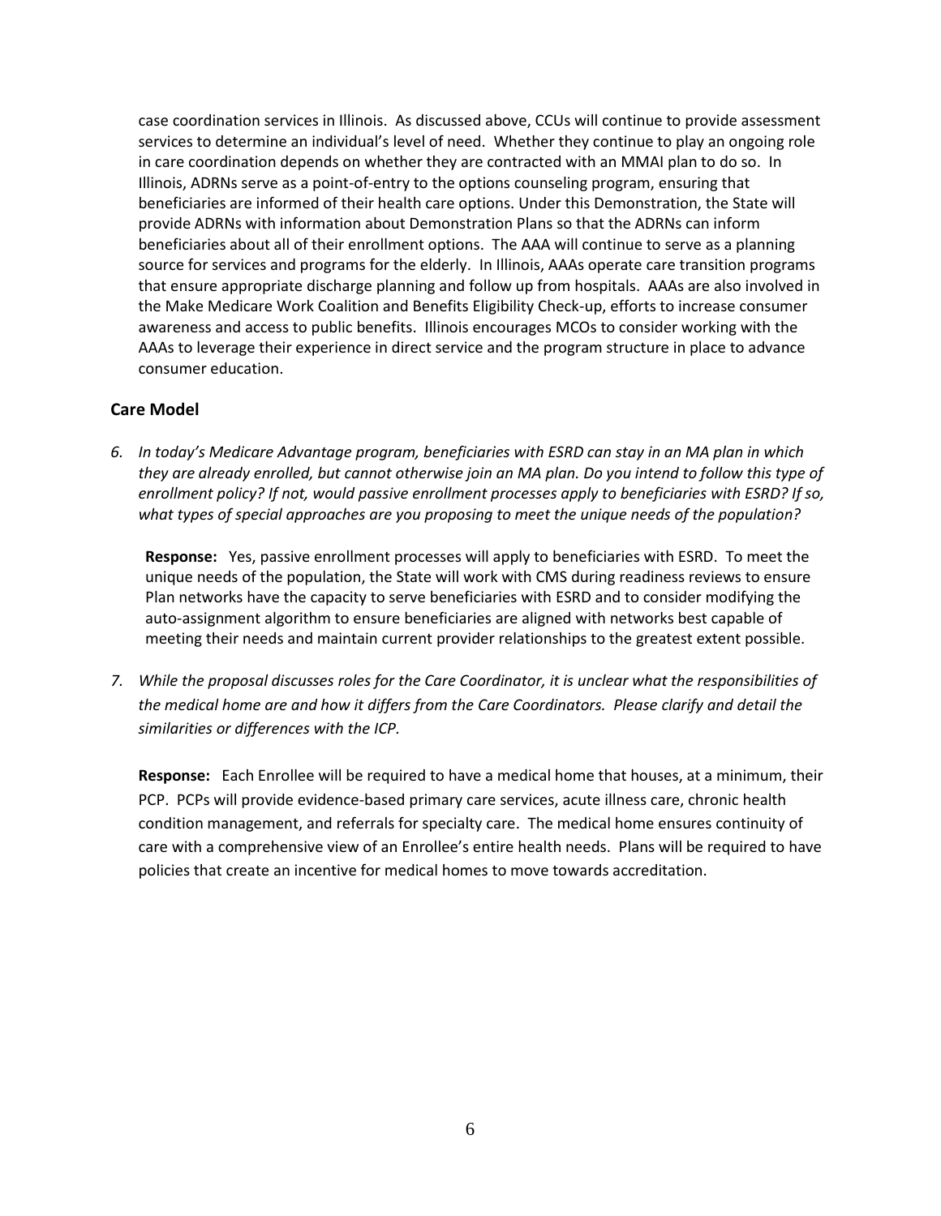case coordination services in Illinois. As discussed above, CCUs will continue to provide assessment services to determine an individual's level of need. Whether they continue to play an ongoing role in care coordination depends on whether they are contracted with an MMAI plan to do so. In Illinois, ADRNs serve as a point-of-entry to the options counseling program, ensuring that beneficiaries are informed of their health care options. Under this Demonstration, the State will provide ADRNs with information about Demonstration Plans so that the ADRNs can inform beneficiaries about all of their enrollment options. The AAA will continue to serve as a planning source for services and programs for the elderly. In Illinois, AAAs operate care transition programs that ensure appropriate discharge planning and follow up from hospitals. AAAs are also involved in the Make Medicare Work Coalition and Benefits Eligibility Check-up, efforts to increase consumer awareness and access to public benefits. Illinois encourages MCOs to consider working with the AAAs to leverage their experience in direct service and the program structure in place to advance consumer education.

## Care Model

6. *In today's Medicare Advantage program, beneficiaries with ESRD can stay in an MA plan in which they are already enrolled, but cannot otherwise join an MA plan. Do you intend to follow this type of enrollment policy? If not, would passive enrollment processes apply to beneficiaries with ESRD? If so, what types of special approaches are you proposing to meet the unique needs of the population?*

   **Response:** Yes, passive enrollment processes will apply to beneficiaries with ESRD. To meet the unique needs of the population, the State will work with CMS during readiness reviews to ensure Plan networks have the capacity to serve beneficiaries with ESRD and to consider modifying the auto-assignment algorithm to ensure beneficiaries are aligned with networks best capable of meeting their needs and maintain current provider relationships to the greatest extent possible.

7. *While the proposal discusses roles for the Care Coordinator, it is unclear what the responsibilities of the medical home are and how it differs from the Care Coordinators. Please clarify and detail the similarities or differences with the ICP.*

   **Response:** Each Enrollee will be required to have a medical home that houses, at a minimum, their PCP. PCPs will provide evidence-based primary care services, acute illness care, chronic health condition management, and referrals for specialty care. The medical home ensures continuity of care with a comprehensive view of an Enrollee's entire health needs. Plans will be required to have policies that create an incentive for medical homes to move towards accreditation.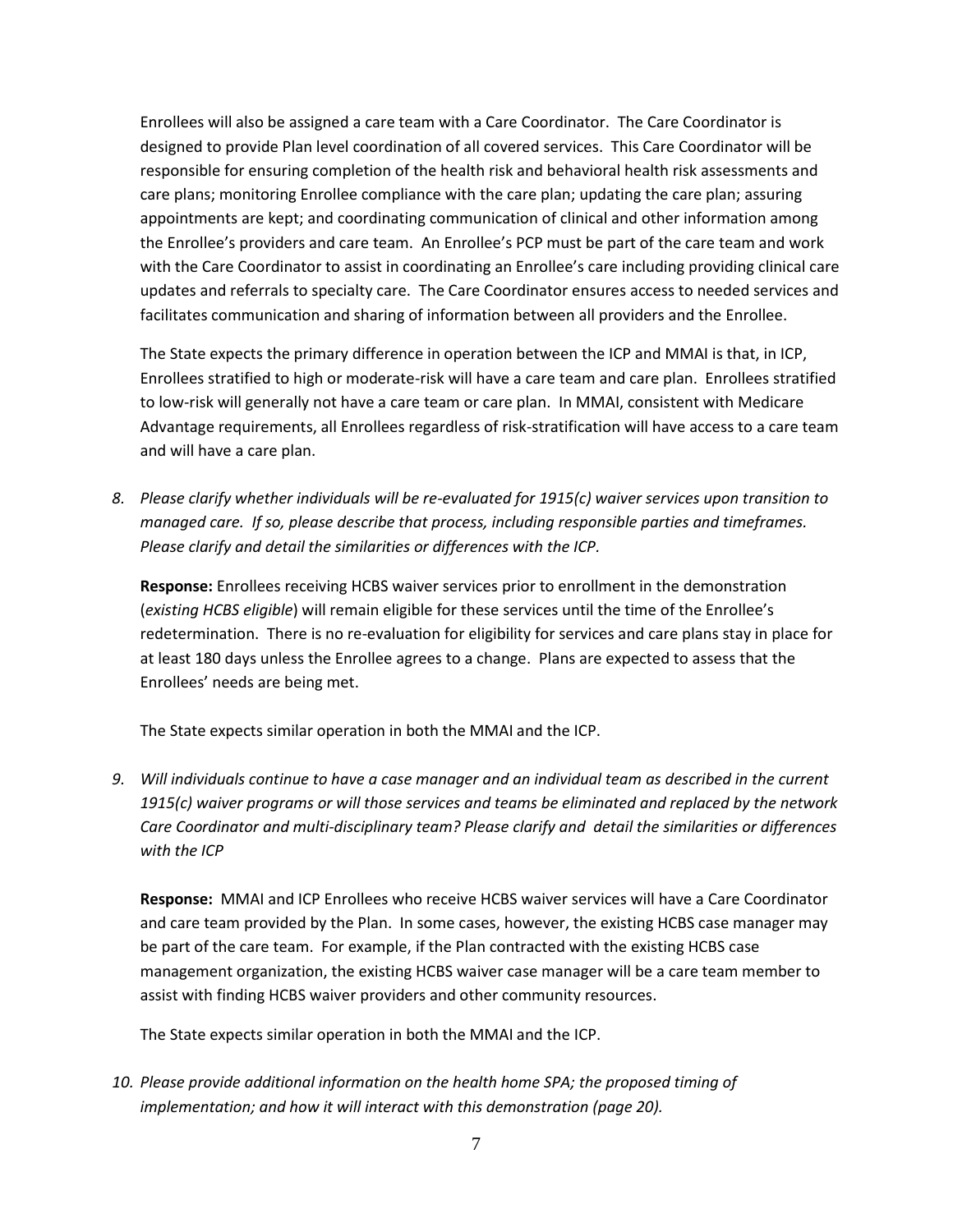Enrollees will also be assigned a care team with a Care Coordinator. The Care Coordinator is designed to provide Plan level coordination of all covered services. This Care Coordinator will be responsible for ensuring completion of the health risk and behavioral health risk assessments and care plans; monitoring Enrollee compliance with the care plan; updating the care plan; assuring appointments are kept; and coordinating communication of clinical and other information among the Enrollee's providers and care team. An Enrollee's PCP must be part of the care team and work with the Care Coordinator to assist in coordinating an Enrollee's care including providing clinical care updates and referrals to specialty care. The Care Coordinator ensures access to needed services and facilitates communication and sharing of information between all providers and the Enrollee.

The State expects the primary difference in operation between the ICP and MMAI is that, in ICP, Enrollees stratified to high or moderate-risk will have a care team and care plan. Enrollees stratified to low-risk will generally not have a care team or care plan. In MMAI, consistent with Medicare Advantage requirements, all Enrollees regardless of risk-stratification will have access to a care team and will have a care plan.

8. *Please clarify whether individuals will be re-evaluated for 1915(c) waiver services upon transition to managed care. If so, please describe that process, including responsible parties and timeframes. Please clarify and detail the similarities or differences with the ICP.*

   **Response:** Enrollees receiving HCBS waiver services prior to enrollment in the demonstration (*existing HCBS eligible*) will remain eligible for these services until the time of the Enrollee's redetermination. There is no re-evaluation for eligibility for services and care plans stay in place for at least 180 days unless the Enrollee agrees to a change. Plans are expected to assess that the Enrollees' needs are being met.

   The State expects similar operation in both the MMAI and the ICP.

9. *Will individuals continue to have a case manager and an individual team as described in the current 1915(c) waiver programs or will those services and teams be eliminated and replaced by the network Care Coordinator and multi-disciplinary team? Please clarify and detail the similarities or differences with the ICP*

   **Response:** MMAI and ICP Enrollees who receive HCBS waiver services will have a Care Coordinator and care team provided by the Plan. In some cases, however, the existing HCBS case manager may be part of the care team. For example, if the Plan contracted with the existing HCBS case management organization, the existing HCBS waiver case manager will be a care team member to assist with finding HCBS waiver providers and other community resources.

   The State expects similar operation in both the MMAI and the ICP.

10. *Please provide additional information on the health home SPA; the proposed timing of implementation; and how it will interact with this demonstration (page 20).*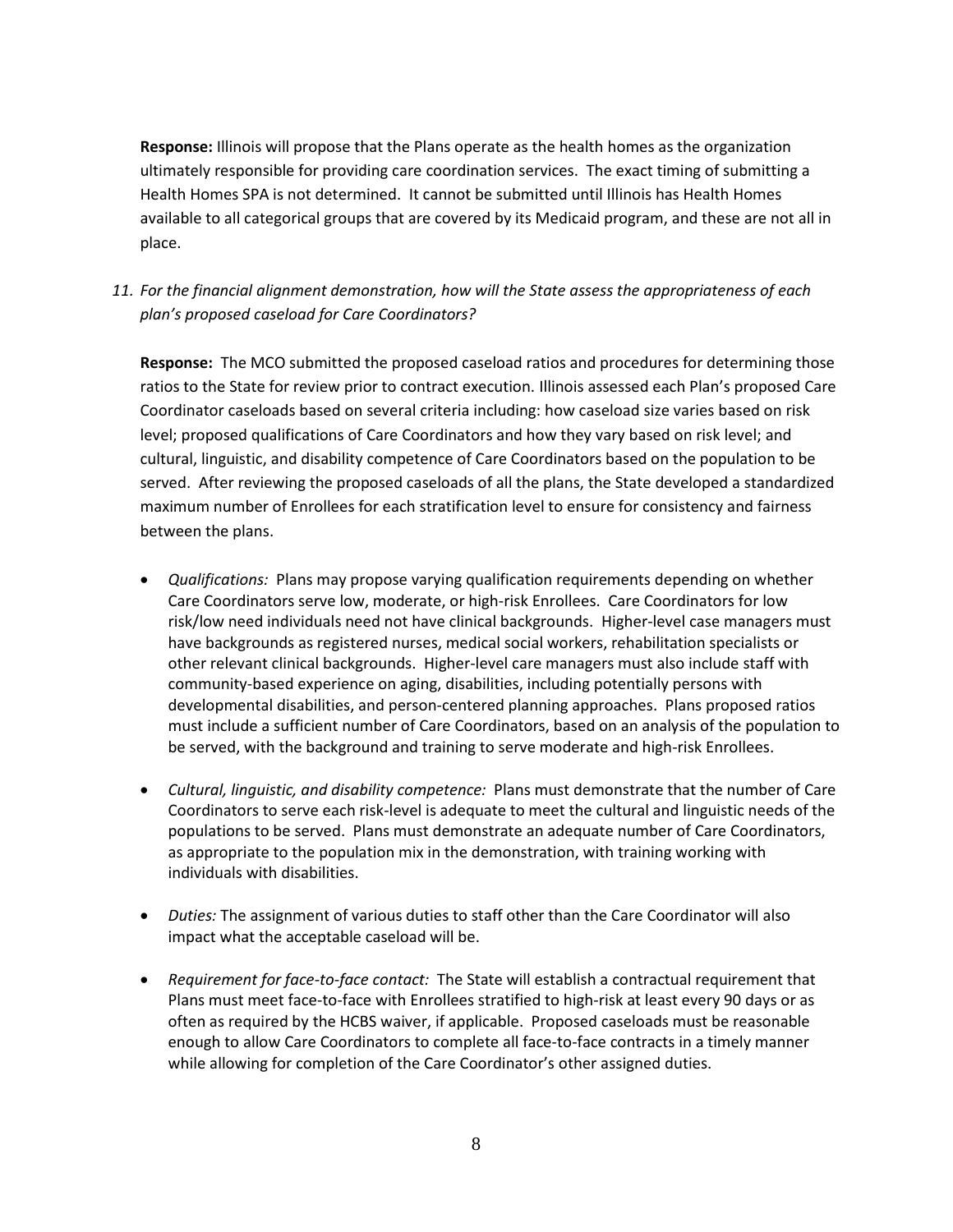**Response:** Illinois will propose that the Plans operate as the health homes as the organization ultimately responsible for providing care coordination services. The exact timing of submitting a Health Homes SPA is not determined. It cannot be submitted until Illinois has Health Homes available to all categorical groups that are covered by its Medicaid program, and these are not all in place.

*11. For the financial alignment demonstration, how will the State assess the appropriateness of each plan's proposed caseload for Care Coordinators?*

**Response:** The MCO submitted the proposed caseload ratios and procedures for determining those ratios to the State for review prior to contract execution. Illinois assessed each Plan's proposed Care Coordinator caseloads based on several criteria including: how caseload size varies based on risk level; proposed qualifications of Care Coordinators and how they vary based on risk level; and cultural, linguistic, and disability competence of Care Coordinators based on the population to be served. After reviewing the proposed caseloads of all the plans, the State developed a standardized maximum number of Enrollees for each stratification level to ensure for consistency and fairness between the plans.

- *Qualifications:* Plans may propose varying qualification requirements depending on whether Care Coordinators serve low, moderate, or high-risk Enrollees. Care Coordinators for low risk/low need individuals need not have clinical backgrounds. Higher-level case managers must have backgrounds as registered nurses, medical social workers, rehabilitation specialists or other relevant clinical backgrounds. Higher-level care managers must also include staff with community-based experience on aging, disabilities, including potentially persons with developmental disabilities, and person-centered planning approaches. Plans proposed ratios must include a sufficient number of Care Coordinators, based on an analysis of the population to be served, with the background and training to serve moderate and high-risk Enrollees.

- *Cultural, linguistic, and disability competence:* Plans must demonstrate that the number of Care Coordinators to serve each risk-level is adequate to meet the cultural and linguistic needs of the populations to be served. Plans must demonstrate an adequate number of Care Coordinators, as appropriate to the population mix in the demonstration, with training working with individuals with disabilities.

- *Duties:* The assignment of various duties to staff other than the Care Coordinator will also impact what the acceptable caseload will be.

- *Requirement for face-to-face contact:* The State will establish a contractual requirement that Plans must meet face-to-face with Enrollees stratified to high-risk at least every 90 days or as often as required by the HCBS waiver, if applicable. Proposed caseloads must be reasonable enough to allow Care Coordinators to complete all face-to-face contracts in a timely manner while allowing for completion of the Care Coordinator's other assigned duties.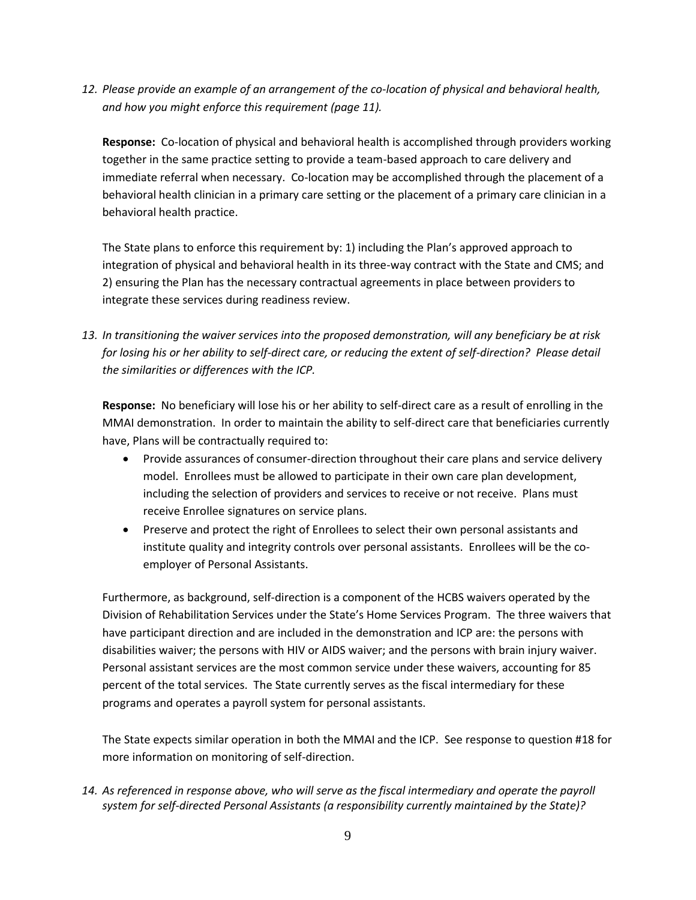*12. Please provide an example of an arrangement of the co-location of physical and behavioral health, and how you might enforce this requirement (page 11).*

**Response:** Co-location of physical and behavioral health is accomplished through providers working together in the same practice setting to provide a team-based approach to care delivery and immediate referral when necessary. Co-location may be accomplished through the placement of a behavioral health clinician in a primary care setting or the placement of a primary care clinician in a behavioral health practice.

The State plans to enforce this requirement by: 1) including the Plan's approved approach to integration of physical and behavioral health in its three-way contract with the State and CMS; and 2) ensuring the Plan has the necessary contractual agreements in place between providers to integrate these services during readiness review.

*13. In transitioning the waiver services into the proposed demonstration, will any beneficiary be at risk for losing his or her ability to self-direct care, or reducing the extent of self-direction? Please detail the similarities or differences with the ICP.*

**Response:** No beneficiary will lose his or her ability to self-direct care as a result of enrolling in the MMAI demonstration. In order to maintain the ability to self-direct care that beneficiaries currently have, Plans will be contractually required to:

- Provide assurances of consumer-direction throughout their care plans and service delivery model. Enrollees must be allowed to participate in their own care plan development, including the selection of providers and services to receive or not receive. Plans must receive Enrollee signatures on service plans.
- Preserve and protect the right of Enrollees to select their own personal assistants and institute quality and integrity controls over personal assistants. Enrollees will be the co-employer of Personal Assistants.

Furthermore, as background, self-direction is a component of the HCBS waivers operated by the Division of Rehabilitation Services under the State's Home Services Program. The three waivers that have participant direction and are included in the demonstration and ICP are: the persons with disabilities waiver; the persons with HIV or AIDS waiver; and the persons with brain injury waiver. Personal assistant services are the most common service under these waivers, accounting for 85 percent of the total services. The State currently serves as the fiscal intermediary for these programs and operates a payroll system for personal assistants.

The State expects similar operation in both the MMAI and the ICP. See response to question #18 for more information on monitoring of self-direction.

*14. As referenced in response above, who will serve as the fiscal intermediary and operate the payroll system for self-directed Personal Assistants (a responsibility currently maintained by the State)?*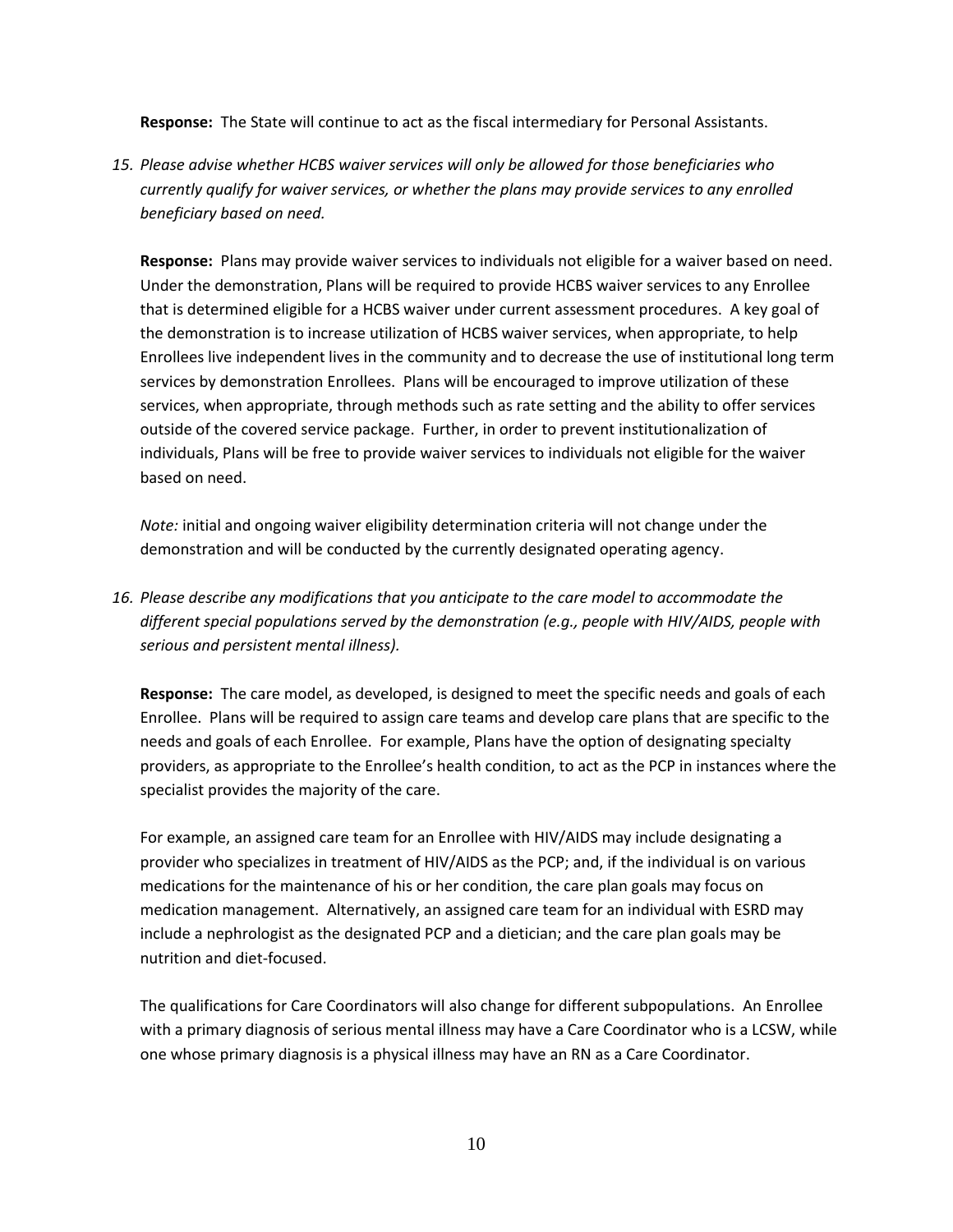**Response:** The State will continue to act as the fiscal intermediary for Personal Assistants.

15. *Please advise whether HCBS waiver services will only be allowed for those beneficiaries who currently qualify for waiver services, or whether the plans may provide services to any enrolled beneficiary based on need.*

    **Response:** Plans may provide waiver services to individuals not eligible for a waiver based on need. Under the demonstration, Plans will be required to provide HCBS waiver services to any Enrollee that is determined eligible for a HCBS waiver under current assessment procedures. A key goal of the demonstration is to increase utilization of HCBS waiver services, when appropriate, to help Enrollees live independent lives in the community and to decrease the use of institutional long term services by demonstration Enrollees. Plans will be encouraged to improve utilization of these services, when appropriate, through methods such as rate setting and the ability to offer services outside of the covered service package. Further, in order to prevent institutionalization of individuals, Plans will be free to provide waiver services to individuals not eligible for the waiver based on need.

    *Note:* initial and ongoing waiver eligibility determination criteria will not change under the demonstration and will be conducted by the currently designated operating agency.

16. *Please describe any modifications that you anticipate to the care model to accommodate the different special populations served by the demonstration (e.g., people with HIV/AIDS, people with serious and persistent mental illness).*

    **Response:** The care model, as developed, is designed to meet the specific needs and goals of each Enrollee. Plans will be required to assign care teams and develop care plans that are specific to the needs and goals of each Enrollee. For example, Plans have the option of designating specialty providers, as appropriate to the Enrollee's health condition, to act as the PCP in instances where the specialist provides the majority of the care.

    For example, an assigned care team for an Enrollee with HIV/AIDS may include designating a provider who specializes in treatment of HIV/AIDS as the PCP; and, if the individual is on various medications for the maintenance of his or her condition, the care plan goals may focus on medication management. Alternatively, an assigned care team for an individual with ESRD may include a nephrologist as the designated PCP and a dietician; and the care plan goals may be nutrition and diet-focused.

    The qualifications for Care Coordinators will also change for different subpopulations. An Enrollee with a primary diagnosis of serious mental illness may have a Care Coordinator who is a LCSW, while one whose primary diagnosis is a physical illness may have an RN as a Care Coordinator.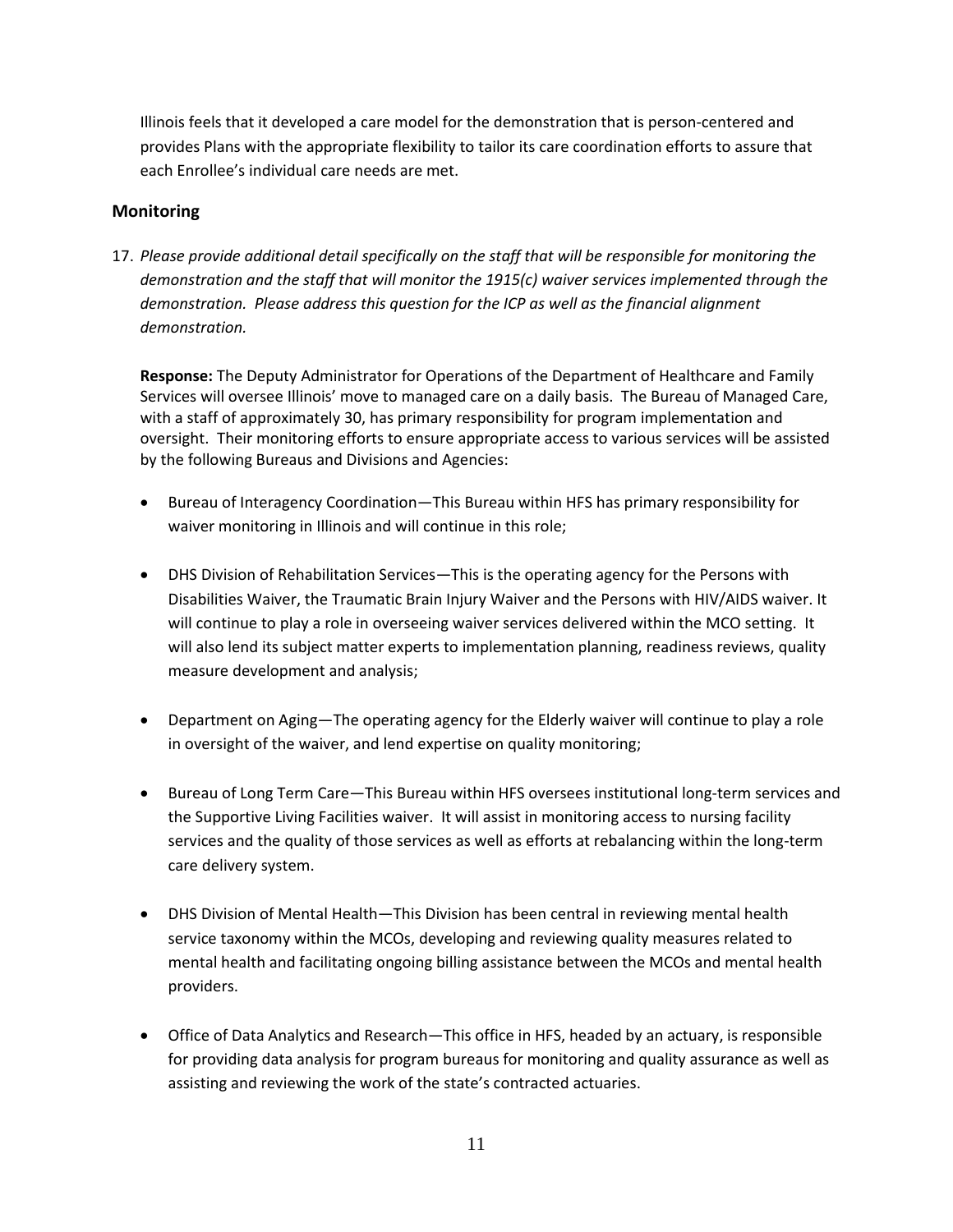Illinois feels that it developed a care model for the demonstration that is person-centered and provides Plans with the appropriate flexibility to tailor its care coordination efforts to assure that each Enrollee's individual care needs are met.

## Monitoring

17. *Please provide additional detail specifically on the staff that will be responsible for monitoring the demonstration and the staff that will monitor the 1915(c) waiver services implemented through the demonstration. Please address this question for the ICP as well as the financial alignment demonstration.*

    **Response:** The Deputy Administrator for Operations of the Department of Healthcare and Family Services will oversee Illinois' move to managed care on a daily basis. The Bureau of Managed Care, with a staff of approximately 30, has primary responsibility for program implementation and oversight. Their monitoring efforts to ensure appropriate access to various services will be assisted by the following Bureaus and Divisions and Agencies:

    - Bureau of Interagency Coordination—This Bureau within HFS has primary responsibility for waiver monitoring in Illinois and will continue in this role;
    - DHS Division of Rehabilitation Services—This is the operating agency for the Persons with Disabilities Waiver, the Traumatic Brain Injury Waiver and the Persons with HIV/AIDS waiver. It will continue to play a role in overseeing waiver services delivered within the MCO setting. It will also lend its subject matter experts to implementation planning, readiness reviews, quality measure development and analysis;
    - Department on Aging—The operating agency for the Elderly waiver will continue to play a role in oversight of the waiver, and lend expertise on quality monitoring;
    - Bureau of Long Term Care—This Bureau within HFS oversees institutional long-term services and the Supportive Living Facilities waiver. It will assist in monitoring access to nursing facility services and the quality of those services as well as efforts at rebalancing within the long-term care delivery system.
    - DHS Division of Mental Health—This Division has been central in reviewing mental health service taxonomy within the MCOs, developing and reviewing quality measures related to mental health and facilitating ongoing billing assistance between the MCOs and mental health providers.
    - Office of Data Analytics and Research—This office in HFS, headed by an actuary, is responsible for providing data analysis for program bureaus for monitoring and quality assurance as well as assisting and reviewing the work of the state's contracted actuaries.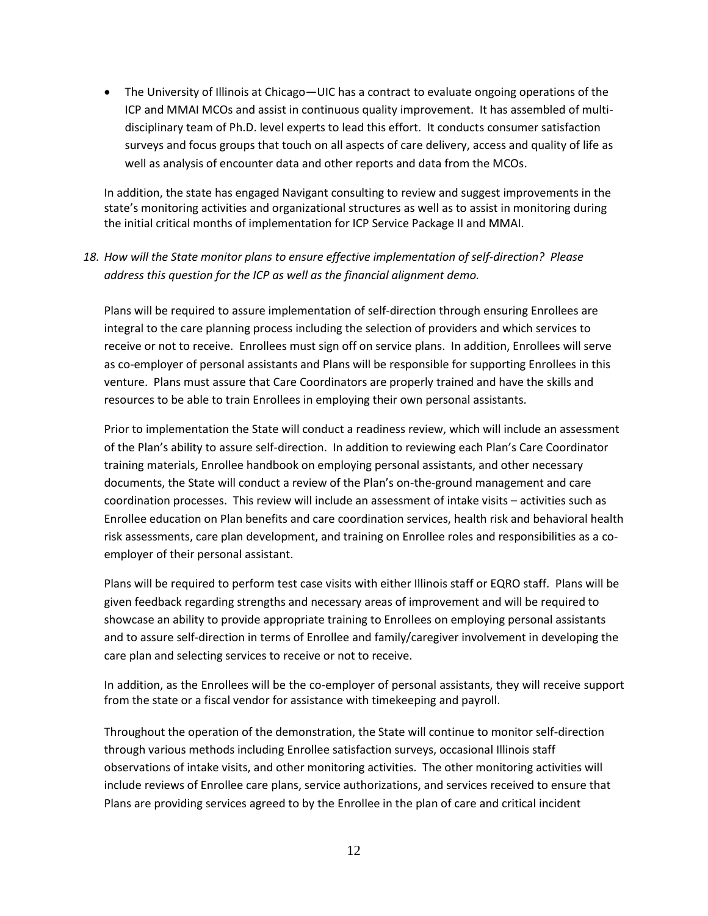- The University of Illinois at Chicago—UIC has a contract to evaluate ongoing operations of the ICP and MMAI MCOs and assist in continuous quality improvement. It has assembled of multi-disciplinary team of Ph.D. level experts to lead this effort. It conducts consumer satisfaction surveys and focus groups that touch on all aspects of care delivery, access and quality of life as well as analysis of encounter data and other reports and data from the MCOs.

In addition, the state has engaged Navigant consulting to review and suggest improvements in the state's monitoring activities and organizational structures as well as to assist in monitoring during the initial critical months of implementation for ICP Service Package II and MMAI.

*18. How will the State monitor plans to ensure effective implementation of self-direction? Please address this question for the ICP as well as the financial alignment demo.*

Plans will be required to assure implementation of self-direction through ensuring Enrollees are integral to the care planning process including the selection of providers and which services to receive or not to receive. Enrollees must sign off on service plans. In addition, Enrollees will serve as co-employer of personal assistants and Plans will be responsible for supporting Enrollees in this venture. Plans must assure that Care Coordinators are properly trained and have the skills and resources to be able to train Enrollees in employing their own personal assistants.

Prior to implementation the State will conduct a readiness review, which will include an assessment of the Plan's ability to assure self-direction. In addition to reviewing each Plan's Care Coordinator training materials, Enrollee handbook on employing personal assistants, and other necessary documents, the State will conduct a review of the Plan's on-the-ground management and care coordination processes. This review will include an assessment of intake visits – activities such as Enrollee education on Plan benefits and care coordination services, health risk and behavioral health risk assessments, care plan development, and training on Enrollee roles and responsibilities as a co-employer of their personal assistant.

Plans will be required to perform test case visits with either Illinois staff or EQRO staff. Plans will be given feedback regarding strengths and necessary areas of improvement and will be required to showcase an ability to provide appropriate training to Enrollees on employing personal assistants and to assure self-direction in terms of Enrollee and family/caregiver involvement in developing the care plan and selecting services to receive or not to receive.

In addition, as the Enrollees will be the co-employer of personal assistants, they will receive support from the state or a fiscal vendor for assistance with timekeeping and payroll.

Throughout the operation of the demonstration, the State will continue to monitor self-direction through various methods including Enrollee satisfaction surveys, occasional Illinois staff observations of intake visits, and other monitoring activities. The other monitoring activities will include reviews of Enrollee care plans, service authorizations, and services received to ensure that Plans are providing services agreed to by the Enrollee in the plan of care and critical incident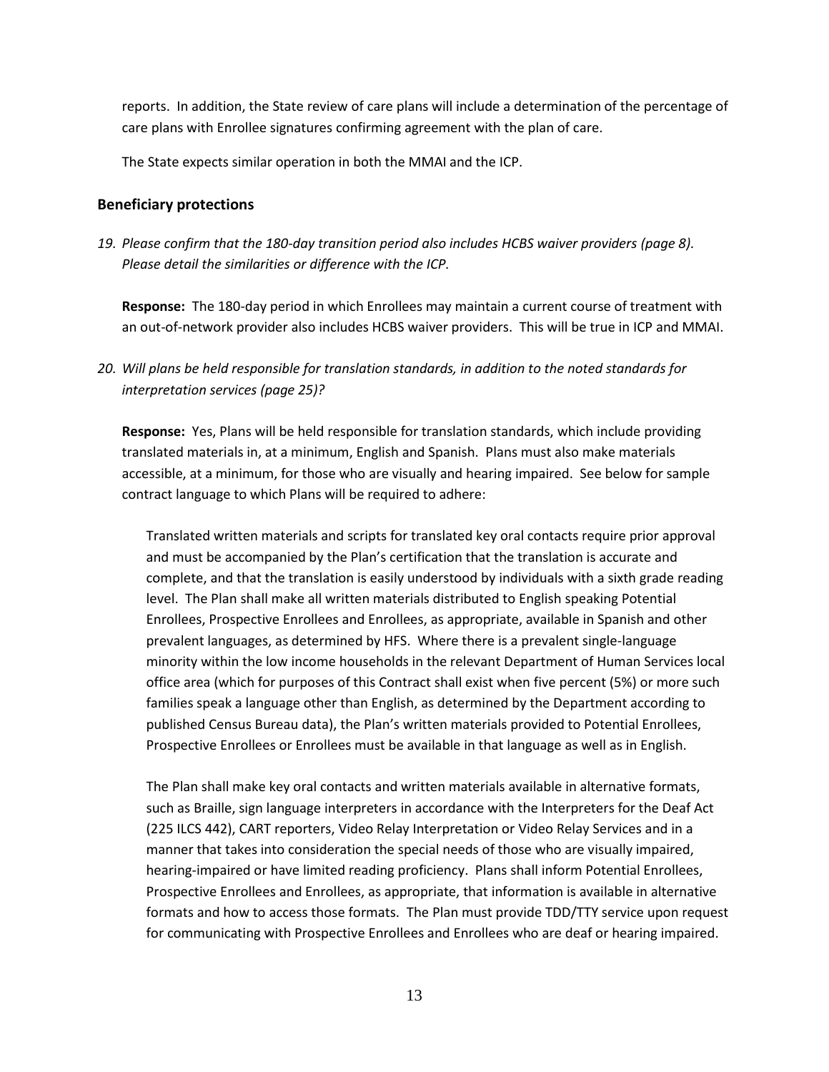reports. In addition, the State review of care plans will include a determination of the percentage of care plans with Enrollee signatures confirming agreement with the plan of care.

The State expects similar operation in both the MMAI and the ICP.

### Beneficiary protections

19. *Please confirm that the 180-day transition period also includes HCBS waiver providers (page 8). Please detail the similarities or difference with the ICP.*

    **Response:** The 180-day period in which Enrollees may maintain a current course of treatment with an out-of-network provider also includes HCBS waiver providers. This will be true in ICP and MMAI.

20. *Will plans be held responsible for translation standards, in addition to the noted standards for interpretation services (page 25)?*

    **Response:** Yes, Plans will be held responsible for translation standards, which include providing translated materials in, at a minimum, English and Spanish. Plans must also make materials accessible, at a minimum, for those who are visually and hearing impaired. See below for sample contract language to which Plans will be required to adhere:

    > Translated written materials and scripts for translated key oral contacts require prior approval and must be accompanied by the Plan's certification that the translation is accurate and complete, and that the translation is easily understood by individuals with a sixth grade reading level. The Plan shall make all written materials distributed to English speaking Potential Enrollees, Prospective Enrollees and Enrollees, as appropriate, available in Spanish and other prevalent languages, as determined by HFS. Where there is a prevalent single-language minority within the low income households in the relevant Department of Human Services local office area (which for purposes of this Contract shall exist when five percent (5%) or more such families speak a language other than English, as determined by the Department according to published Census Bureau data), the Plan's written materials provided to Potential Enrollees, Prospective Enrollees or Enrollees must be available in that language as well as in English.
    >
    > The Plan shall make key oral contacts and written materials available in alternative formats, such as Braille, sign language interpreters in accordance with the Interpreters for the Deaf Act (225 ILCS 442), CART reporters, Video Relay Interpretation or Video Relay Services and in a manner that takes into consideration the special needs of those who are visually impaired, hearing-impaired or have limited reading proficiency. Plans shall inform Potential Enrollees, Prospective Enrollees and Enrollees, as appropriate, that information is available in alternative formats and how to access those formats. The Plan must provide TDD/TTY service upon request for communicating with Prospective Enrollees and Enrollees who are deaf or hearing impaired.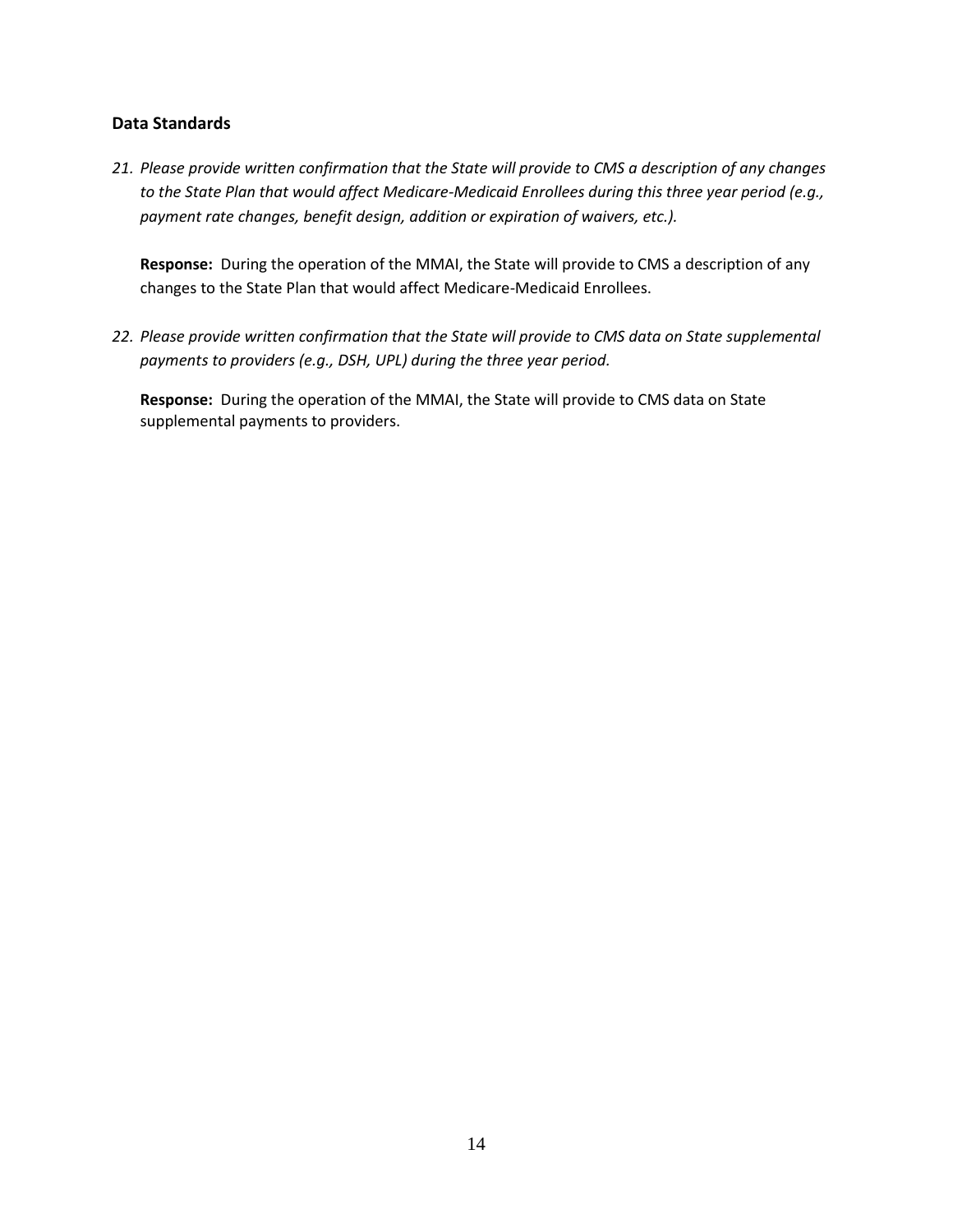## Data Standards

21. *Please provide written confirmation that the State will provide to CMS a description of any changes to the State Plan that would affect Medicare-Medicaid Enrollees during this three year period (e.g., payment rate changes, benefit design, addition or expiration of waivers, etc.).*

    **Response:** During the operation of the MMAI, the State will provide to CMS a description of any changes to the State Plan that would affect Medicare-Medicaid Enrollees.

22. *Please provide written confirmation that the State will provide to CMS data on State supplemental payments to providers (e.g., DSH, UPL) during the three year period.*

    **Response:** During the operation of the MMAI, the State will provide to CMS data on State supplemental payments to providers.